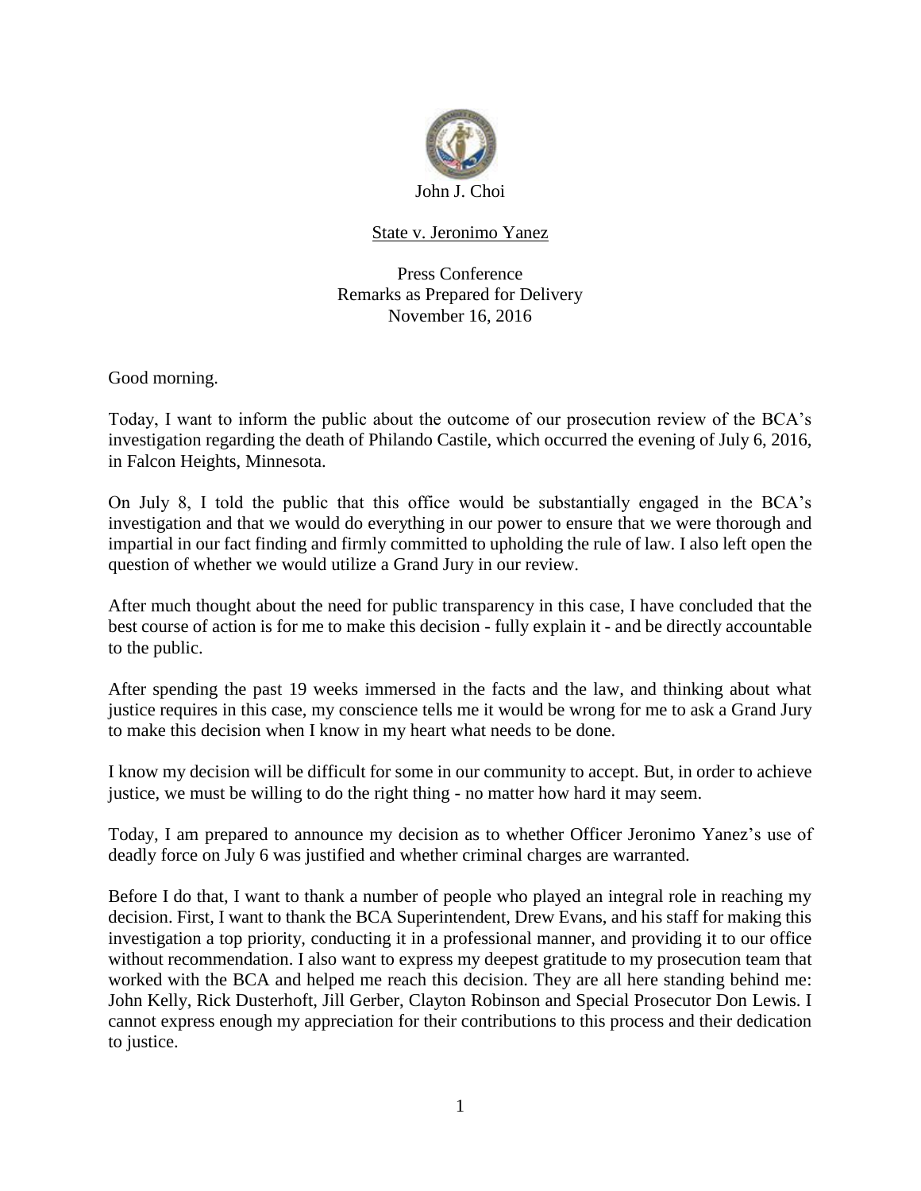John J. Choi

<u>State v. Jeronimo Yanez</u>

Press Conference
Remarks as Prepared for Delivery
November 16, 2016

Good morning.

Today, I want to inform the public about the outcome of our prosecution review of the BCA's investigation regarding the death of Philando Castile, which occurred the evening of July 6, 2016, in Falcon Heights, Minnesota.

On July 8, I told the public that this office would be substantially engaged in the BCA's investigation and that we would do everything in our power to ensure that we were thorough and impartial in our fact finding and firmly committed to upholding the rule of law. I also left open the question of whether we would utilize a Grand Jury in our review.

After much thought about the need for public transparency in this case, I have concluded that the best course of action is for me to make this decision - fully explain it - and be directly accountable to the public.

After spending the past 19 weeks immersed in the facts and the law, and thinking about what justice requires in this case, my conscience tells me it would be wrong for me to ask a Grand Jury to make this decision when I know in my heart what needs to be done.

I know my decision will be difficult for some in our community to accept. But, in order to achieve justice, we must be willing to do the right thing - no matter how hard it may seem.

Today, I am prepared to announce my decision as to whether Officer Jeronimo Yanez's use of deadly force on July 6 was justified and whether criminal charges are warranted.

Before I do that, I want to thank a number of people who played an integral role in reaching my decision. First, I want to thank the BCA Superintendent, Drew Evans, and his staff for making this investigation a top priority, conducting it in a professional manner, and providing it to our office without recommendation. I also want to express my deepest gratitude to my prosecution team that worked with the BCA and helped me reach this decision. They are all here standing behind me: John Kelly, Rick Dusterhoft, Jill Gerber, Clayton Robinson and Special Prosecutor Don Lewis. I cannot express enough my appreciation for their contributions to this process and their dedication to justice.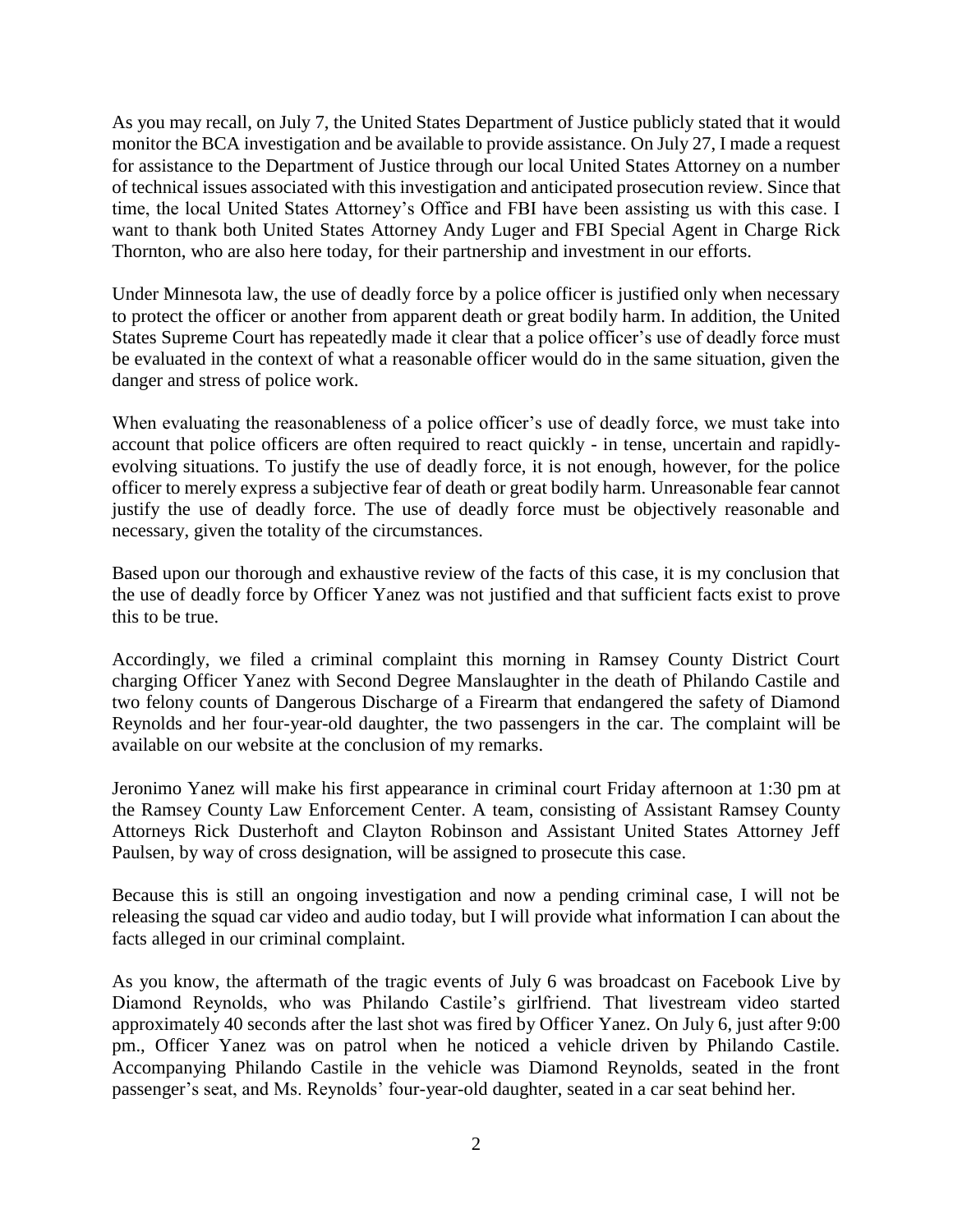As you may recall, on July 7, the United States Department of Justice publicly stated that it would monitor the BCA investigation and be available to provide assistance. On July 27, I made a request for assistance to the Department of Justice through our local United States Attorney on a number of technical issues associated with this investigation and anticipated prosecution review. Since that time, the local United States Attorney's Office and FBI have been assisting us with this case. I want to thank both United States Attorney Andy Luger and FBI Special Agent in Charge Rick Thornton, who are also here today, for their partnership and investment in our efforts.

Under Minnesota law, the use of deadly force by a police officer is justified only when necessary to protect the officer or another from apparent death or great bodily harm. In addition, the United States Supreme Court has repeatedly made it clear that a police officer's use of deadly force must be evaluated in the context of what a reasonable officer would do in the same situation, given the danger and stress of police work.

When evaluating the reasonableness of a police officer's use of deadly force, we must take into account that police officers are often required to react quickly - in tense, uncertain and rapidly-evolving situations. To justify the use of deadly force, it is not enough, however, for the police officer to merely express a subjective fear of death or great bodily harm. Unreasonable fear cannot justify the use of deadly force. The use of deadly force must be objectively reasonable and necessary, given the totality of the circumstances.

Based upon our thorough and exhaustive review of the facts of this case, it is my conclusion that the use of deadly force by Officer Yanez was not justified and that sufficient facts exist to prove this to be true.

Accordingly, we filed a criminal complaint this morning in Ramsey County District Court charging Officer Yanez with Second Degree Manslaughter in the death of Philando Castile and two felony counts of Dangerous Discharge of a Firearm that endangered the safety of Diamond Reynolds and her four-year-old daughter, the two passengers in the car. The complaint will be available on our website at the conclusion of my remarks.

Jeronimo Yanez will make his first appearance in criminal court Friday afternoon at 1:30 pm at the Ramsey County Law Enforcement Center. A team, consisting of Assistant Ramsey County Attorneys Rick Dusterhoft and Clayton Robinson and Assistant United States Attorney Jeff Paulsen, by way of cross designation, will be assigned to prosecute this case.

Because this is still an ongoing investigation and now a pending criminal case, I will not be releasing the squad car video and audio today, but I will provide what information I can about the facts alleged in our criminal complaint.

As you know, the aftermath of the tragic events of July 6 was broadcast on Facebook Live by Diamond Reynolds, who was Philando Castile's girlfriend. That livestream video started approximately 40 seconds after the last shot was fired by Officer Yanez. On July 6, just after 9:00 pm., Officer Yanez was on patrol when he noticed a vehicle driven by Philando Castile. Accompanying Philando Castile in the vehicle was Diamond Reynolds, seated in the front passenger's seat, and Ms. Reynolds' four-year-old daughter, seated in a car seat behind her.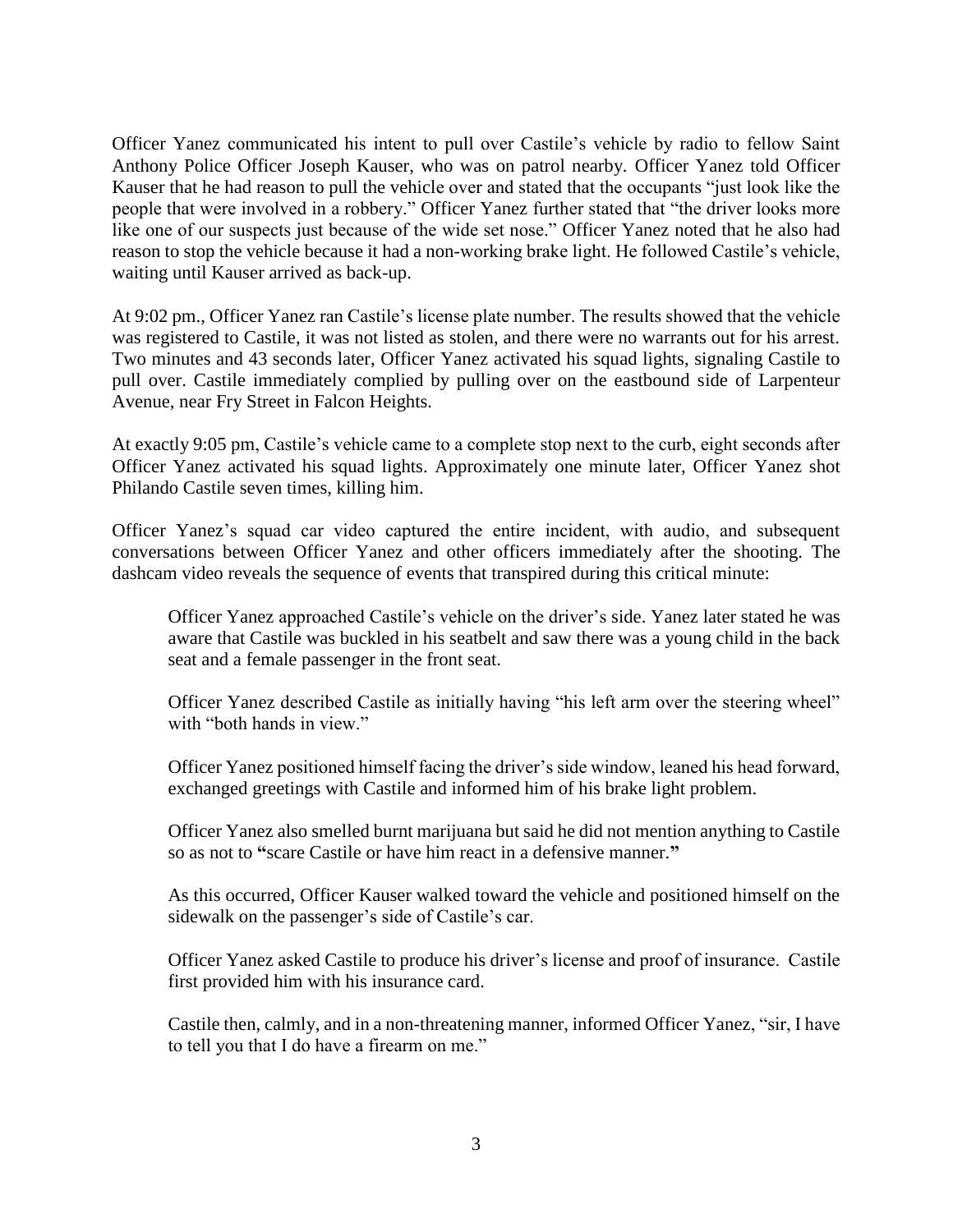Officer Yanez communicated his intent to pull over Castile's vehicle by radio to fellow Saint Anthony Police Officer Joseph Kauser, who was on patrol nearby. Officer Yanez told Officer Kauser that he had reason to pull the vehicle over and stated that the occupants "just look like the people that were involved in a robbery." Officer Yanez further stated that "the driver looks more like one of our suspects just because of the wide set nose." Officer Yanez noted that he also had reason to stop the vehicle because it had a non-working brake light. He followed Castile's vehicle, waiting until Kauser arrived as back-up.

At 9:02 pm., Officer Yanez ran Castile's license plate number. The results showed that the vehicle was registered to Castile, it was not listed as stolen, and there were no warrants out for his arrest. Two minutes and 43 seconds later, Officer Yanez activated his squad lights, signaling Castile to pull over. Castile immediately complied by pulling over on the eastbound side of Larpenteur Avenue, near Fry Street in Falcon Heights.

At exactly 9:05 pm, Castile's vehicle came to a complete stop next to the curb, eight seconds after Officer Yanez activated his squad lights. Approximately one minute later, Officer Yanez shot Philando Castile seven times, killing him.

Officer Yanez's squad car video captured the entire incident, with audio, and subsequent conversations between Officer Yanez and other officers immediately after the shooting. The dashcam video reveals the sequence of events that transpired during this critical minute:

> Officer Yanez approached Castile's vehicle on the driver's side. Yanez later stated he was aware that Castile was buckled in his seatbelt and saw there was a young child in the back seat and a female passenger in the front seat.
>
> Officer Yanez described Castile as initially having "his left arm over the steering wheel" with "both hands in view."
>
> Officer Yanez positioned himself facing the driver's side window, leaned his head forward, exchanged greetings with Castile and informed him of his brake light problem.
>
> Officer Yanez also smelled burnt marijuana but said he did not mention anything to Castile so as not to **"**scare Castile or have him react in a defensive manner.**"**
>
> As this occurred, Officer Kauser walked toward the vehicle and positioned himself on the sidewalk on the passenger's side of Castile's car.
>
> Officer Yanez asked Castile to produce his driver's license and proof of insurance. Castile first provided him with his insurance card.
>
> Castile then, calmly, and in a non-threatening manner, informed Officer Yanez, "sir, I have to tell you that I do have a firearm on me."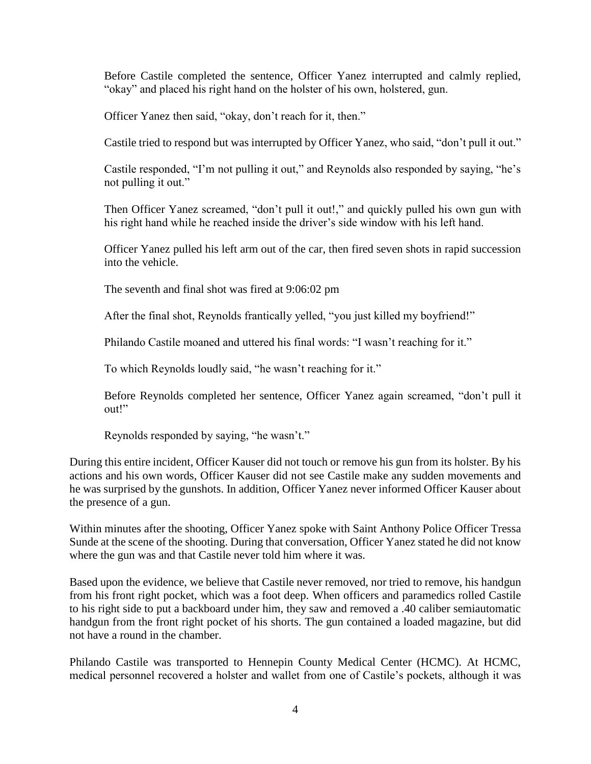> Before Castile completed the sentence, Officer Yanez interrupted and calmly replied, "okay" and placed his right hand on the holster of his own, holstered, gun.
>
> Officer Yanez then said, "okay, don't reach for it, then."
>
> Castile tried to respond but was interrupted by Officer Yanez, who said, "don't pull it out."
>
> Castile responded, "I'm not pulling it out," and Reynolds also responded by saying, "he's not pulling it out."
>
> Then Officer Yanez screamed, "don't pull it out!," and quickly pulled his own gun with his right hand while he reached inside the driver's side window with his left hand.
>
> Officer Yanez pulled his left arm out of the car, then fired seven shots in rapid succession into the vehicle.
>
> The seventh and final shot was fired at 9:06:02 pm
>
> After the final shot, Reynolds frantically yelled, "you just killed my boyfriend!"
>
> Philando Castile moaned and uttered his final words: "I wasn't reaching for it."
>
> To which Reynolds loudly said, "he wasn't reaching for it."
>
> Before Reynolds completed her sentence, Officer Yanez again screamed, "don't pull it out!"
>
> Reynolds responded by saying, "he wasn't."

During this entire incident, Officer Kauser did not touch or remove his gun from its holster. By his actions and his own words, Officer Kauser did not see Castile make any sudden movements and he was surprised by the gunshots. In addition, Officer Yanez never informed Officer Kauser about the presence of a gun.

Within minutes after the shooting, Officer Yanez spoke with Saint Anthony Police Officer Tressa Sunde at the scene of the shooting. During that conversation, Officer Yanez stated he did not know where the gun was and that Castile never told him where it was.

Based upon the evidence, we believe that Castile never removed, nor tried to remove, his handgun from his front right pocket, which was a foot deep. When officers and paramedics rolled Castile to his right side to put a backboard under him, they saw and removed a .40 caliber semiautomatic handgun from the front right pocket of his shorts. The gun contained a loaded magazine, but did not have a round in the chamber.

Philando Castile was transported to Hennepin County Medical Center (HCMC). At HCMC, medical personnel recovered a holster and wallet from one of Castile's pockets, although it was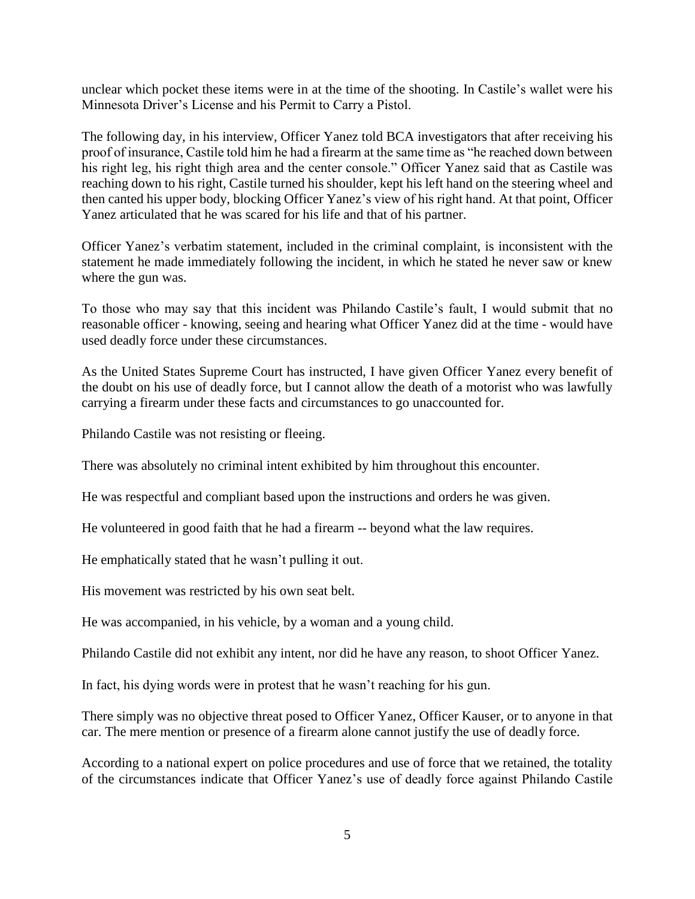unclear which pocket these items were in at the time of the shooting. In Castile's wallet were his Minnesota Driver's License and his Permit to Carry a Pistol.

The following day, in his interview, Officer Yanez told BCA investigators that after receiving his proof of insurance, Castile told him he had a firearm at the same time as "he reached down between his right leg, his right thigh area and the center console." Officer Yanez said that as Castile was reaching down to his right, Castile turned his shoulder, kept his left hand on the steering wheel and then canted his upper body, blocking Officer Yanez's view of his right hand. At that point, Officer Yanez articulated that he was scared for his life and that of his partner.

Officer Yanez's verbatim statement, included in the criminal complaint, is inconsistent with the statement he made immediately following the incident, in which he stated he never saw or knew where the gun was.

To those who may say that this incident was Philando Castile's fault, I would submit that no reasonable officer - knowing, seeing and hearing what Officer Yanez did at the time - would have used deadly force under these circumstances.

As the United States Supreme Court has instructed, I have given Officer Yanez every benefit of the doubt on his use of deadly force, but I cannot allow the death of a motorist who was lawfully carrying a firearm under these facts and circumstances to go unaccounted for.

Philando Castile was not resisting or fleeing.

There was absolutely no criminal intent exhibited by him throughout this encounter.

He was respectful and compliant based upon the instructions and orders he was given.

He volunteered in good faith that he had a firearm -- beyond what the law requires.

He emphatically stated that he wasn't pulling it out.

His movement was restricted by his own seat belt.

He was accompanied, in his vehicle, by a woman and a young child.

Philando Castile did not exhibit any intent, nor did he have any reason, to shoot Officer Yanez.

In fact, his dying words were in protest that he wasn't reaching for his gun.

There simply was no objective threat posed to Officer Yanez, Officer Kauser, or to anyone in that car. The mere mention or presence of a firearm alone cannot justify the use of deadly force.

According to a national expert on police procedures and use of force that we retained, the totality of the circumstances indicate that Officer Yanez's use of deadly force against Philando Castile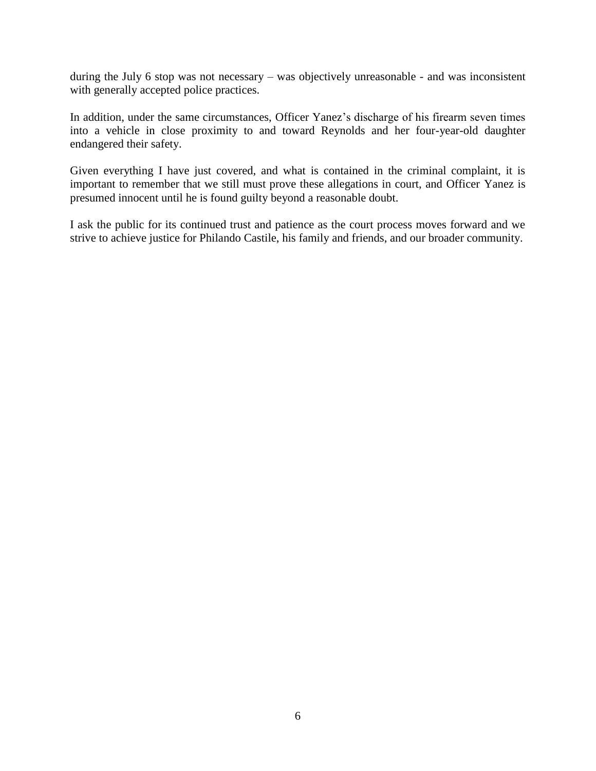during the July 6 stop was not necessary – was objectively unreasonable - and was inconsistent with generally accepted police practices.

In addition, under the same circumstances, Officer Yanez's discharge of his firearm seven times into a vehicle in close proximity to and toward Reynolds and her four-year-old daughter endangered their safety.

Given everything I have just covered, and what is contained in the criminal complaint, it is important to remember that we still must prove these allegations in court, and Officer Yanez is presumed innocent until he is found guilty beyond a reasonable doubt.

I ask the public for its continued trust and patience as the court process moves forward and we strive to achieve justice for Philando Castile, his family and friends, and our broader community.